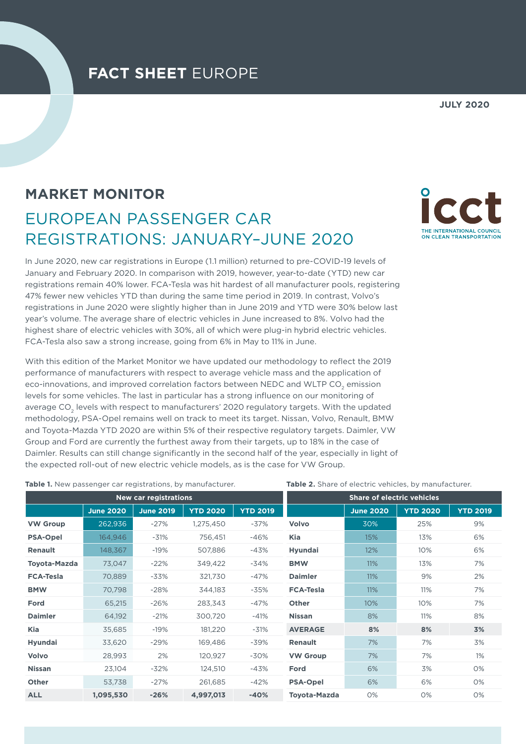**FACT SHEET** EUROPE

**JULY 2020**

## MARKET MONITOR

# EUROPEAN PASSENGER CAR REGISTRATIONS: JANUARY–JUNE 2020

In June 2020, new car registrations in Europe (1.1 million) returned to pre-COVID-19 levels of January and February 2020. In comparison with 2019, however, year-to-date (YTD) new car registrations remain 40% lower. FCA-Tesla was hit hardest of all manufacturer pools, registering 47% fewer new vehicles YTD than during the same time period in 2019. In contrast, Volvo's registrations in June 2020 were slightly higher than in June 2019 and YTD were 30% below last year's volume. The average share of electric vehicles in June increased to 8%. Volvo had the highest share of electric vehicles with 30%, all of which were plug-in hybrid electric vehicles. FCA-Tesla also saw a strong increase, going from 6% in May to 11% in June.

With this edition of the Market Monitor we have updated our methodology to reflect the 2019 performance of manufacturers with respect to average vehicle mass and the application of eco-innovations, and improved correlation factors between NEDC and WLTP $CO_2$ emission levels for some vehicles. The last in particular has a strong influence on our monitoring of average $CO_2$ levels with respect to manufacturers' 2020 regulatory targets. With the updated methodology, PSA-Opel remains well on track to meet its target. Nissan, Volvo, Renault, BMW and Toyota-Mazda YTD 2020 are within 5% of their respective regulatory targets. Daimler, VW Group and Ford are currently the furthest away from their targets, up to 18% in the case of Daimler. Results can still change significantly in the second half of the year, especially in light of the expected roll-out of new electric vehicle models, as is the case for VW Group.

**Table 1.** New passenger car registrations, by manufacturer.

| | New car registrations | | | |
|---|---|---|---|---|
| | **June 2020** | **June 2019** | **YTD 2020** | **YTD 2019** |
| **VW Group** | 262,936 | -27% | 1,275,450 | -37% |
| **PSA-Opel** | 164,946 | -31% | 756,451 | -46% |
| **Renault** | 148,367 | -19% | 507,886 | -43% |
| **Toyota-Mazda** | 73,047 | -22% | 349,422 | -34% |
| **FCA-Tesla** | 70,889 | -33% | 321,730 | -47% |
| **BMW** | 70,798 | -28% | 344,183 | -35% |
| **Ford** | 65,215 | -26% | 283,343 | -47% |
| **Daimler** | 64,192 | -21% | 300,720 | -41% |
| **Kia** | 35,685 | -19% | 181,220 | -31% |
| **Hyundai** | 33,620 | -29% | 169,486 | -39% |
| **Volvo** | 28,993 | 2% | 120,927 | -30% |
| **Nissan** | 23,104 | -32% | 124,510 | -43% |
| **Other** | 53,738 | -27% | 261,685 | -42% |
| **ALL** | **1,095,530** | **-26%** | **4,997,013** | **-40%** |

**Table 2.** Share of electric vehicles, by manufacturer.

| | Share of electric vehicles | | |
|---|---|---|---|
| | **June 2020** | **YTD 2020** | **YTD 2019** |
| **Volvo** | 30% | 25% | 9% |
| **Kia** | 15% | 13% | 6% |
| **Hyundai** | 12% | 10% | 6% |
| **BMW** | 11% | 13% | 7% |
| **Daimler** | 11% | 9% | 2% |
| **FCA-Tesla** | 11% | 11% | 7% |
| **Other** | 10% | 10% | 7% |
| **Nissan** | 8% | 11% | 8% |
| **AVERAGE** | **8%** | **8%** | **3%** |
| **Renault** | 7% | 7% | 3% |
| **VW Group** | 7% | 7% | 1% |
| **Ford** | 6% | 3% | 0% |
| **PSA-Opel** | 6% | 6% | 0% |
| **Toyota-Mazda** | 0% | 0% | 0% |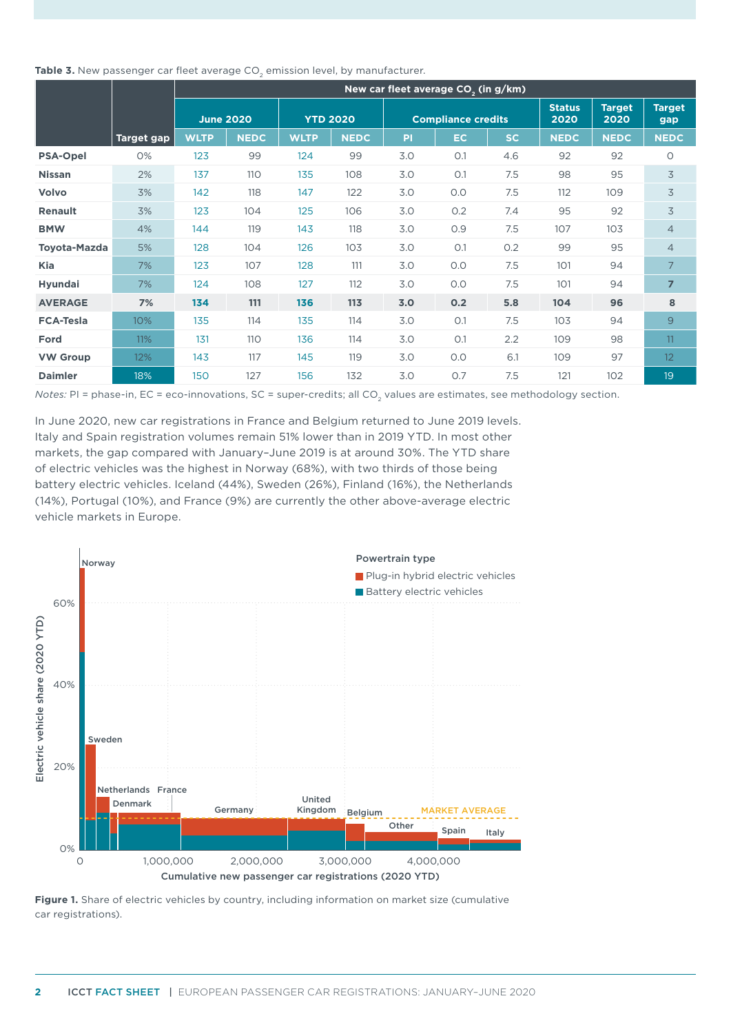**Table 3.** New passenger car fleet average $CO_2$ emission level, by manufacturer.

| | | New car fleet average $CO_2$ (in g/km) | | | | | | | | | | |
|---|---|---|---|---|---|---|---|---|---|---|---|---|
| | | June 2020 | | YTD 2020 | | Compliance credits | | | Status 2020 | Target 2020 | Target gap |
| | Target gap | WLTP | NEDC | WLTP | NEDC | PI | EC | SC | NEDC | NEDC | NEDC |
| **PSA-Opel** | 0% | 123 | 99 | 124 | 99 | 3.0 | 0.1 | 4.6 | 92 | 92 | 0 |
| **Nissan** | 2% | 137 | 110 | 135 | 108 | 3.0 | 0.1 | 7.5 | 98 | 95 | 3 |
| **Volvo** | 3% | 142 | 118 | 147 | 122 | 3.0 | 0.0 | 7.5 | 112 | 109 | 3 |
| **Renault** | 3% | 123 | 104 | 125 | 106 | 3.0 | 0.2 | 7.4 | 95 | 92 | 3 |
| **BMW** | 4% | 144 | 119 | 143 | 118 | 3.0 | 0.9 | 7.5 | 107 | 103 | 4 |
| **Toyota-Mazda** | 5% | 128 | 104 | 126 | 103 | 3.0 | 0.1 | 0.2 | 99 | 95 | 4 |
| **Kia** | 7% | 123 | 107 | 128 | 111 | 3.0 | 0.0 | 7.5 | 101 | 94 | 7 |
| **Hyundai** | 7% | 124 | 108 | 127 | 112 | 3.0 | 0.0 | 7.5 | 101 | 94 | 7 |
| **AVERAGE** | **7%** | **134** | **111** | **136** | **113** | **3.0** | **0.2** | **5.8** | **104** | **96** | **8** |
| **FCA-Tesla** | 10% | 135 | 114 | 135 | 114 | 3.0 | 0.1 | 7.5 | 103 | 94 | 9 |
| **Ford** | 11% | 131 | 110 | 136 | 114 | 3.0 | 0.1 | 2.2 | 109 | 98 | 11 |
| **VW Group** | 12% | 143 | 117 | 145 | 119 | 3.0 | 0.0 | 6.1 | 109 | 97 | 12 |
| **Daimler** | 18% | 150 | 127 | 156 | 132 | 3.0 | 0.7 | 7.5 | 121 | 102 | 19 |

*Notes:* PI = phase-in, EC = eco-innovations, SC = super-credits; all $CO_2$ values are estimates, see methodology section.

In June 2020, new car registrations in France and Belgium returned to June 2019 levels. Italy and Spain registration volumes remain 51% lower than in 2019 YTD. In most other markets, the gap compared with January–June 2019 is at around 30%. The YTD share of electric vehicles was the highest in Norway (68%), with two thirds of those being battery electric vehicles. Iceland (44%), Sweden (26%), Finland (16%), the Netherlands (14%), Portugal (10%), and France (9%) are currently the other above-average electric vehicle markets in Europe.

**Figure 1.** Share of electric vehicles by country, including information on market size (cumulative car registrations).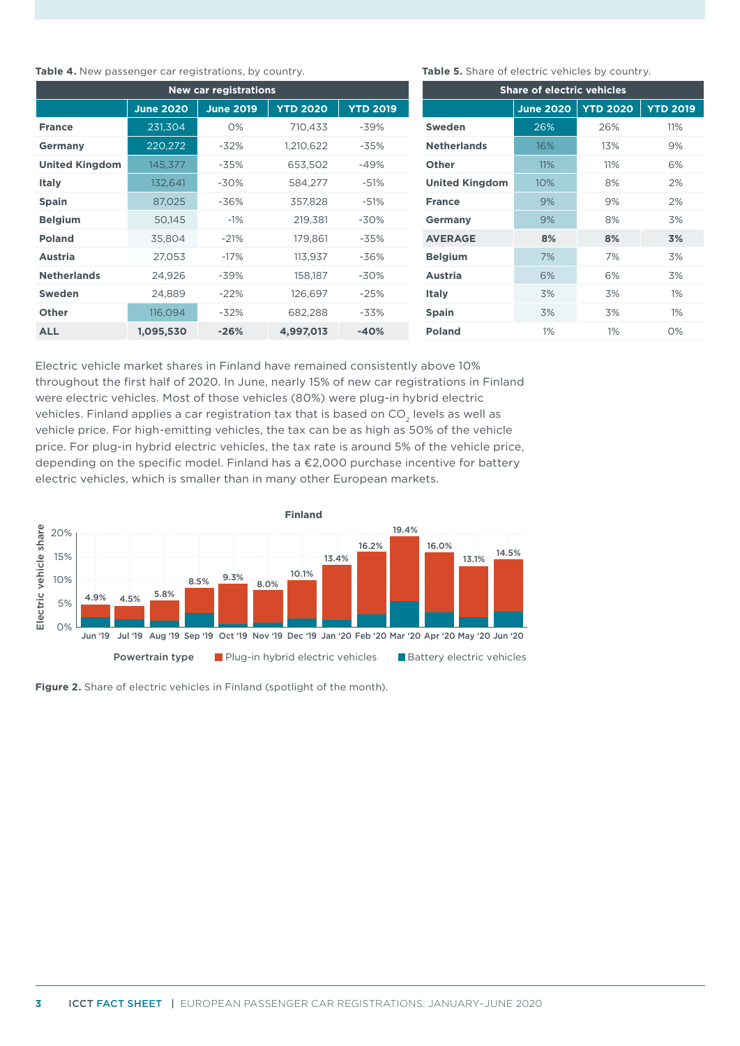**Table 4.** New passenger car registrations, by country.

| | New car registrations | | | |
|---|---|---|---|---|
| | **June 2020** | **June 2019** | **YTD 2020** | **YTD 2019** |
| **France** | 231,304 | 0% | 710,433 | -39% |
| **Germany** | 220,272 | -32% | 1,210,622 | -35% |
| **United Kingdom** | 145,377 | -35% | 653,502 | -49% |
| **Italy** | 132,641 | -30% | 584,277 | -51% |
| **Spain** | 87,025 | -36% | 357,828 | -51% |
| **Belgium** | 50,145 | -1% | 219,381 | -30% |
| **Poland** | 35,804 | -21% | 179,861 | -35% |
| **Austria** | 27,053 | -17% | 113,937 | -36% |
| **Netherlands** | 24,926 | -39% | 158,187 | -30% |
| **Sweden** | 24,889 | -22% | 126,697 | -25% |
| **Other** | 116,094 | -32% | 682,288 | -33% |
| **ALL** | **1,095,530** | **-26%** | **4,997,013** | **-40%** |

**Table 5.** Share of electric vehicles by country.

| | Share of electric vehicles | | |
|---|---|---|---|
| | **June 2020** | **YTD 2020** | **YTD 2019** |
| **Sweden** | 26% | 26% | 11% |
| **Netherlands** | 16% | 13% | 9% |
| **Other** | 11% | 11% | 6% |
| **United Kingdom** | 10% | 8% | 2% |
| **France** | 9% | 9% | 2% |
| **Germany** | 9% | 8% | 3% |
| **AVERAGE** | **8%** | **8%** | **3%** |
| **Belgium** | 7% | 7% | 3% |
| **Austria** | 6% | 6% | 3% |
| **Italy** | 3% | 3% | 1% |
| **Spain** | 3% | 3% | 1% |
| **Poland** | 1% | 1% | 0% |

Electric vehicle market shares in Finland have remained consistently above 10% throughout the first half of 2020. In June, nearly 15% of new car registrations in Finland were electric vehicles. Most of those vehicles (80%) were plug-in hybrid electric vehicles. Finland applies a car registration tax that is based on $CO_2$ levels as well as vehicle price. For high-emitting vehicles, the tax can be as high as 50% of the vehicle price. For plug-in hybrid electric vehicles, the tax rate is around 5% of the vehicle price, depending on the specific model. Finland has a €2,000 purchase incentive for battery electric vehicles, which is smaller than in many other European markets.

**Finland**

| Month | Electric vehicle share |
|---|---|
| Jun '19 | 4.9% |
| Jul '19 | 4.5% |
| Aug '19 | 5.8% |
| Sep '19 | 8.5% |
| Oct '19 | 9.3% |
| Nov '19 | 8.0% |
| Dec '19 | 10.1% |
| Jan '20 | 13.4% |
| Feb '20 | 16.2% |
| Mar '20 | 19.4% |
| Apr '20 | 16.0% |
| May '20 | 13.1% |
| Jun '20 | 14.5% |

Powertrain type: Plug-in hybrid electric vehicles; Battery electric vehicles

**Figure 2.** Share of electric vehicles in Finland (spotlight of the month).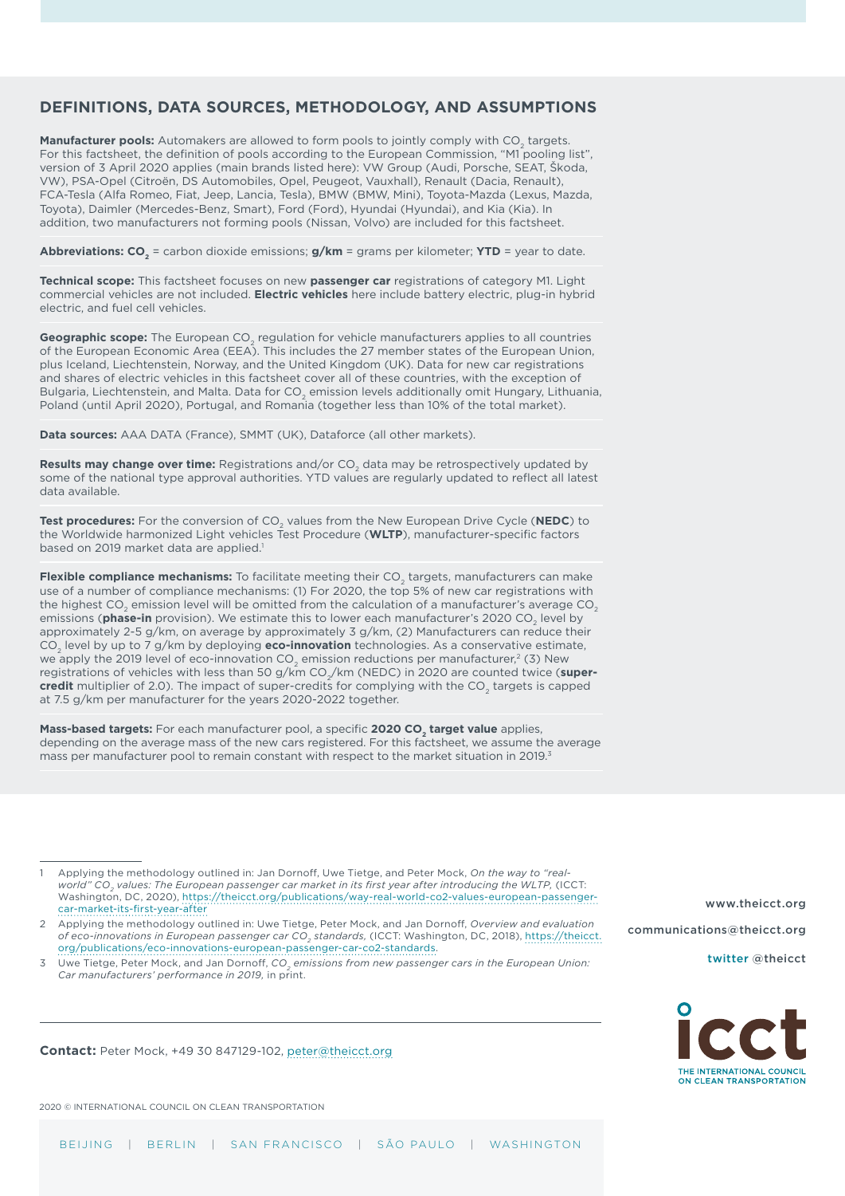## DEFINITIONS, DATA SOURCES, METHODOLOGY, AND ASSUMPTIONS

**Manufacturer pools:** Automakers are allowed to form pools to jointly comply with $CO_2$ targets. For this factsheet, the definition of pools according to the European Commission, "M1 pooling list", version of 3 April 2020 applies (main brands listed here): VW Group (Audi, Porsche, SEAT, Škoda, VW), PSA-Opel (Citroën, DS Automobiles, Opel, Peugeot, Vauxhall), Renault (Dacia, Renault), FCA-Tesla (Alfa Romeo, Fiat, Jeep, Lancia, Tesla), BMW (BMW, Mini), Toyota-Mazda (Lexus, Mazda, Toyota), Daimler (Mercedes-Benz, Smart), Ford (Ford), Hyundai (Hyundai), and Kia (Kia). In addition, two manufacturers not forming pools (Nissan, Volvo) are included for this factsheet.

**Abbreviations: $CO_2$** = carbon dioxide emissions; **g/km** = grams per kilometer; **YTD** = year to date.

**Technical scope:** This factsheet focuses on new **passenger car** registrations of category M1. Light commercial vehicles are not included. **Electric vehicles** here include battery electric, plug-in hybrid electric, and fuel cell vehicles.

**Geographic scope:** The European $CO_2$ regulation for vehicle manufacturers applies to all countries of the European Economic Area (EEA). This includes the 27 member states of the European Union, plus Iceland, Liechtenstein, Norway, and the United Kingdom (UK). Data for new car registrations and shares of electric vehicles in this factsheet cover all of these countries, with the exception of Bulgaria, Liechtenstein, and Malta. Data for $CO_2$ emission levels additionally omit Hungary, Lithuania, Poland (until April 2020), Portugal, and Romania (together less than 10% of the total market).

**Data sources:** AAA DATA (France), SMMT (UK), Dataforce (all other markets).

**Results may change over time:** Registrations and/or $CO_2$ data may be retrospectively updated by some of the national type approval authorities. YTD values are regularly updated to reflect all latest data available.

**Test procedures:** For the conversion of $CO_2$ values from the New European Drive Cycle (**NEDC**) to the Worldwide harmonized Light vehicles Test Procedure (**WLTP**), manufacturer-specific factors based on 2019 market data are applied.[1]

**Flexible compliance mechanisms:** To facilitate meeting their $CO_2$ targets, manufacturers can make use of a number of compliance mechanisms: (1) For 2020, the top 5% of new car registrations with the highest $CO_2$ emission level will be omitted from the calculation of a manufacturer's average $CO_2$ emissions (**phase-in** provision). We estimate this to lower each manufacturer's 2020 $CO_2$ level by approximately 2-5 g/km, on average by approximately 3 g/km, (2) Manufacturers can reduce their $CO_2$ level by up to 7 g/km by deploying **eco-innovation** technologies. As a conservative estimate, we apply the 2019 level of eco-innovation $CO_2$ emission reductions per manufacturer,[2] (3) New registrations of vehicles with less than 50 g/km $CO_2$/km (NEDC) in 2020 are counted twice (**super-credit** multiplier of 2.0). The impact of super-credits for complying with the $CO_2$ targets is capped at 7.5 g/km per manufacturer for the years 2020-2022 together.

**Mass-based targets:** For each manufacturer pool, a specific **2020 $CO_2$ target value** applies, depending on the average mass of the new cars registered. For this factsheet, we assume the average mass per manufacturer pool to remain constant with respect to the market situation in 2019.[3]

---

1 Applying the methodology outlined in: Jan Dornoff, Uwe Tietge, and Peter Mock, *On the way to "real-world" $CO_2$ values: The European passenger car market in its first year after introducing the WLTP,* (ICCT: Washington, DC, 2020), https://theicct.org/publications/way-real-world-co2-values-european-passenger-car-market-its-first-year-after

2 Applying the methodology outlined in: Uwe Tietge, Peter Mock, and Jan Dornoff, *Overview and evaluation of eco-innovations in European passenger car $CO_2$ standards,* (ICCT: Washington, DC, 2018), https://theicct.org/publications/eco-innovations-european-passenger-car-co2-standards.

3 Uwe Tietge, Peter Mock, and Jan Dornoff, *$CO_2$ emissions from new passenger cars in the European Union: Car manufacturers' performance in 2019,* in print.

**Contact:** Peter Mock, +49 30 847129-102, peter@theicct.org

www.theicct.org

communications@theicct.org

twitter @theicct

icct
THE INTERNATIONAL COUNCIL ON CLEAN TRANSPORTATION

2020 © INTERNATIONAL COUNCIL ON CLEAN TRANSPORTATION

BEIJING | BERLIN | SAN FRANCISCO | SÃO PAULO | WASHINGTON